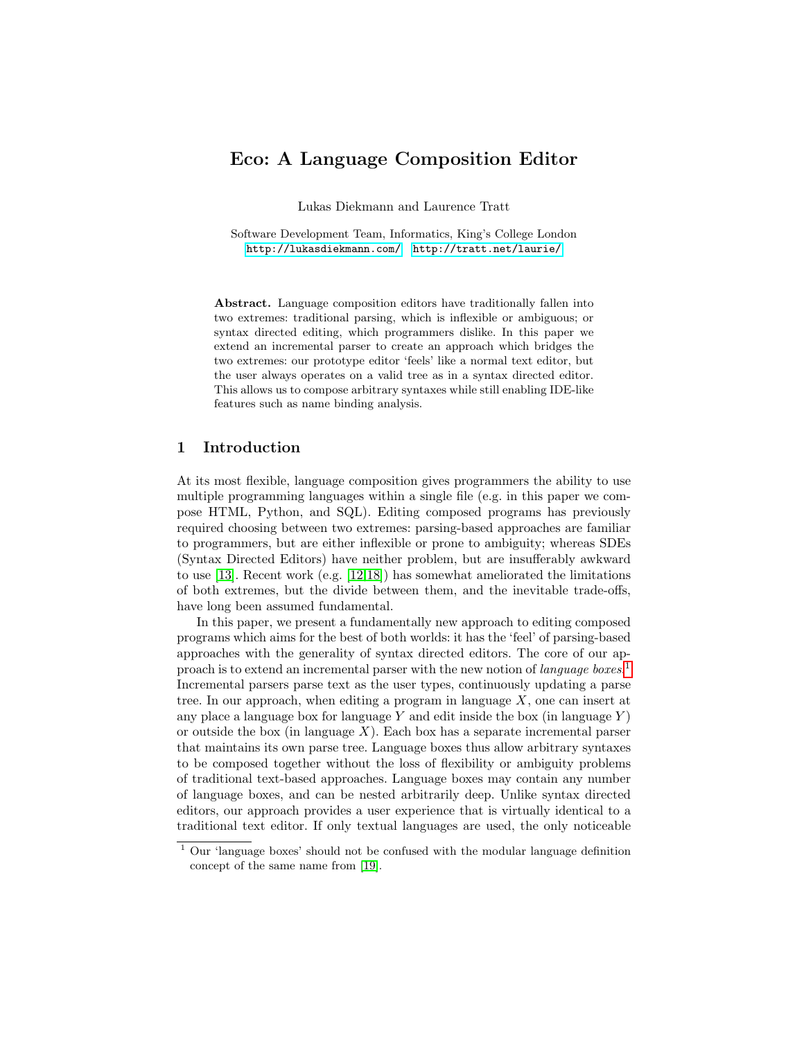# Eco: A Language Composition Editor

Lukas Diekmann and Laurence Tratt

Software Development Team, Informatics, King's College London
http://lukasdiekmann.com/, http://tratt.net/laurie/

**Abstract.** Language composition editors have traditionally fallen into two extremes: traditional parsing, which is inflexible or ambiguous; or syntax directed editing, which programmers dislike. In this paper we extend an incremental parser to create an approach which bridges the two extremes: our prototype editor 'feels' like a normal text editor, but the user always operates on a valid tree as in a syntax directed editor. This allows us to compose arbitrary syntaxes while still enabling IDE-like features such as name binding analysis.

## 1 Introduction

At its most flexible, language composition gives programmers the ability to use multiple programming languages within a single file (e.g. in this paper we compose HTML, Python, and SQL). Editing composed programs has previously required choosing between two extremes: parsing-based approaches are familiar to programmers, but are either inflexible or prone to ambiguity; whereas SDEs (Syntax Directed Editors) have neither problem, but are insufferably awkward to use [13]. Recent work (e.g. [12,18]) has somewhat ameliorated the limitations of both extremes, but the divide between them, and the inevitable trade-offs, have long been assumed fundamental.

In this paper, we present a fundamentally new approach to editing composed programs which aims for the best of both worlds: it has the 'feel' of parsing-based approaches with the generality of syntax directed editors. The core of our approach is to extend an incremental parser with the new notion of *language boxes*.[1] Incremental parsers parse text as the user types, continuously updating a parse tree. In our approach, when editing a program in language $X$, one can insert at any place a language box for language $Y$ and edit inside the box (in language $Y$) or outside the box (in language $X$). Each box has a separate incremental parser that maintains its own parse tree. Language boxes thus allow arbitrary syntaxes to be composed together without the loss of flexibility or ambiguity problems of traditional text-based approaches. Language boxes may contain any number of language boxes, and can be nested arbitrarily deep. Unlike syntax directed editors, our approach provides a user experience that is virtually identical to a traditional text editor. If only textual languages are used, the only noticeable

[1] Our 'language boxes' should not be confused with the modular language definition concept of the same name from [19].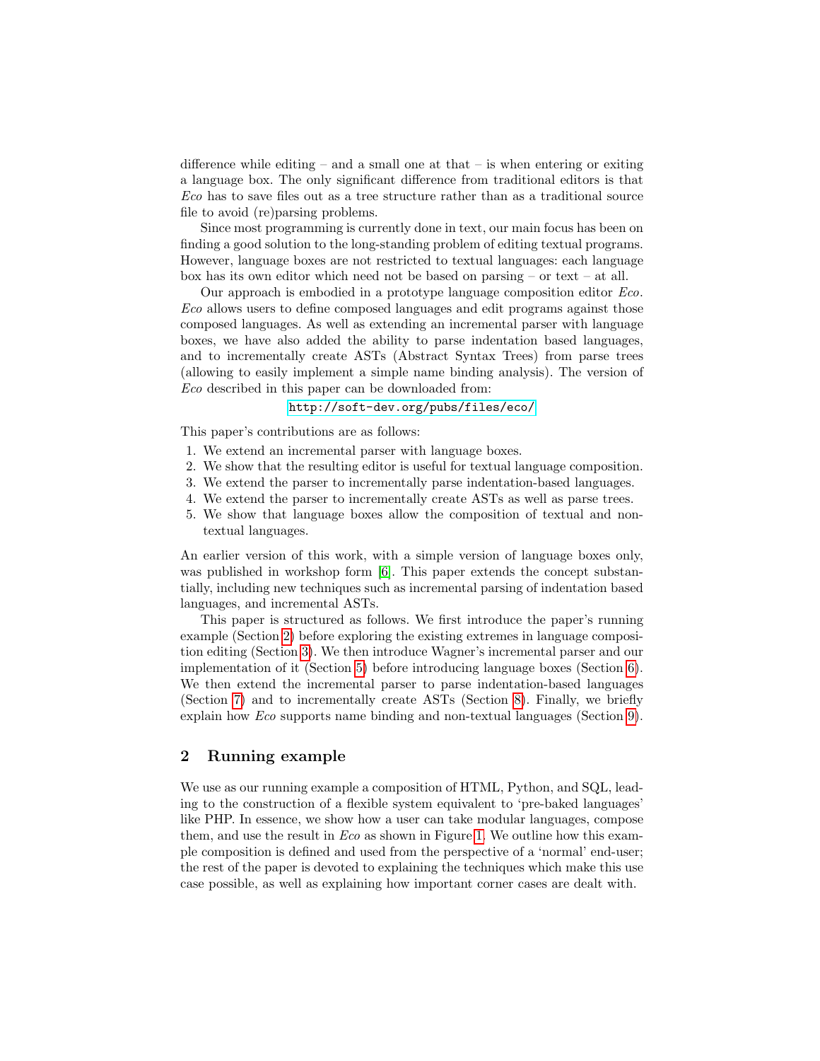difference while editing – and a small one at that – is when entering or exiting a language box. The only significant difference from traditional editors is that *Eco* has to save files out as a tree structure rather than as a traditional source file to avoid (re)parsing problems.

Since most programming is currently done in text, our main focus has been on finding a good solution to the long-standing problem of editing textual programs. However, language boxes are not restricted to textual languages: each language box has its own editor which need not be based on parsing – or text – at all.

Our approach is embodied in a prototype language composition editor *Eco*. *Eco* allows users to define composed languages and edit programs against those composed languages. As well as extending an incremental parser with language boxes, we have also added the ability to parse indentation based languages, and to incrementally create ASTs (Abstract Syntax Trees) from parse trees (allowing to easily implement a simple name binding analysis). The version of *Eco* described in this paper can be downloaded from:

`http://soft-dev.org/pubs/files/eco/`

This paper's contributions are as follows:

1. We extend an incremental parser with language boxes.
2. We show that the resulting editor is useful for textual language composition.
3. We extend the parser to incrementally parse indentation-based languages.
4. We extend the parser to incrementally create ASTs as well as parse trees.
5. We show that language boxes allow the composition of textual and non-textual languages.

An earlier version of this work, with a simple version of language boxes only, was published in workshop form [6]. This paper extends the concept substantially, including new techniques such as incremental parsing of indentation based languages, and incremental ASTs.

This paper is structured as follows. We first introduce the paper's running example (Section 2) before exploring the existing extremes in language composition editing (Section 3). We then introduce Wagner's incremental parser and our implementation of it (Section 5) before introducing language boxes (Section 6). We then extend the incremental parser to parse indentation-based languages (Section 7) and to incrementally create ASTs (Section 8). Finally, we briefly explain how *Eco* supports name binding and non-textual languages (Section 9).

## 2 Running example

We use as our running example a composition of HTML, Python, and SQL, leading to the construction of a flexible system equivalent to 'pre-baked languages' like PHP. In essence, we show how a user can take modular languages, compose them, and use the result in *Eco* as shown in Figure 1. We outline how this example composition is defined and used from the perspective of a 'normal' end-user; the rest of the paper is devoted to explaining the techniques which make this use case possible, as well as explaining how important corner cases are dealt with.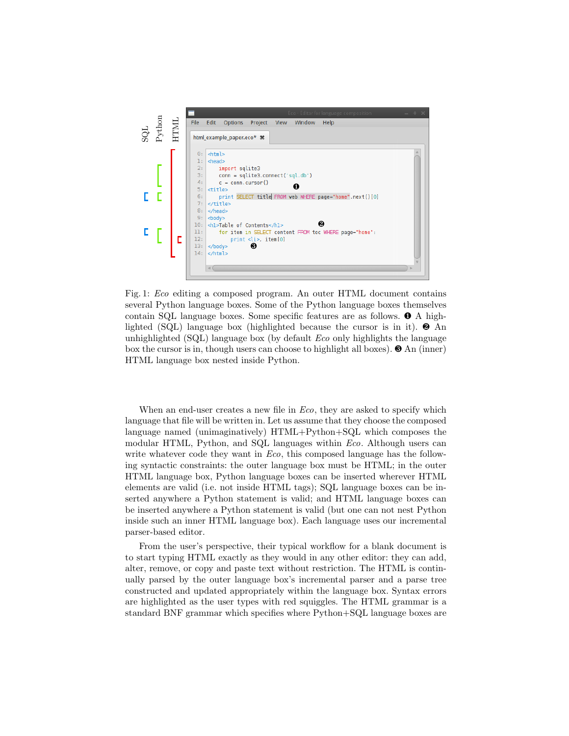Fig. 1: *Eco* editing a composed program. An outer HTML document contains several Python language boxes. Some of the Python language boxes themselves contain SQL language boxes. Some specific features are as follows. ❶ A highlighted (SQL) language box (highlighted because the cursor is in it). ❷ An unhighlighted (SQL) language box (by default *Eco* only highlights the language box the cursor is in, though users can choose to highlight all boxes). ❸ An (inner) HTML language box nested inside Python.

When an end-user creates a new file in *Eco*, they are asked to specify which language that file will be written in. Let us assume that they choose the composed language named (unimaginatively) HTML+Python+SQL which composes the modular HTML, Python, and SQL languages within *Eco*. Although users can write whatever code they want in *Eco*, this composed language has the following syntactic constraints: the outer language box must be HTML; in the outer HTML language box, Python language boxes can be inserted wherever HTML elements are valid (i.e. not inside HTML tags); SQL language boxes can be inserted anywhere a Python statement is valid; and HTML language boxes can be inserted anywhere a Python statement is valid (but one can not nest Python inside such an inner HTML language box). Each language uses our incremental parser-based editor.

From the user's perspective, their typical workflow for a blank document is to start typing HTML exactly as they would in any other editor: they can add, alter, remove, or copy and paste text without restriction. The HTML is continually parsed by the outer language box's incremental parser and a parse tree constructed and updated appropriately within the language box. Syntax errors are highlighted as the user types with red squiggles. The HTML grammar is a standard BNF grammar which specifies where Python+SQL language boxes are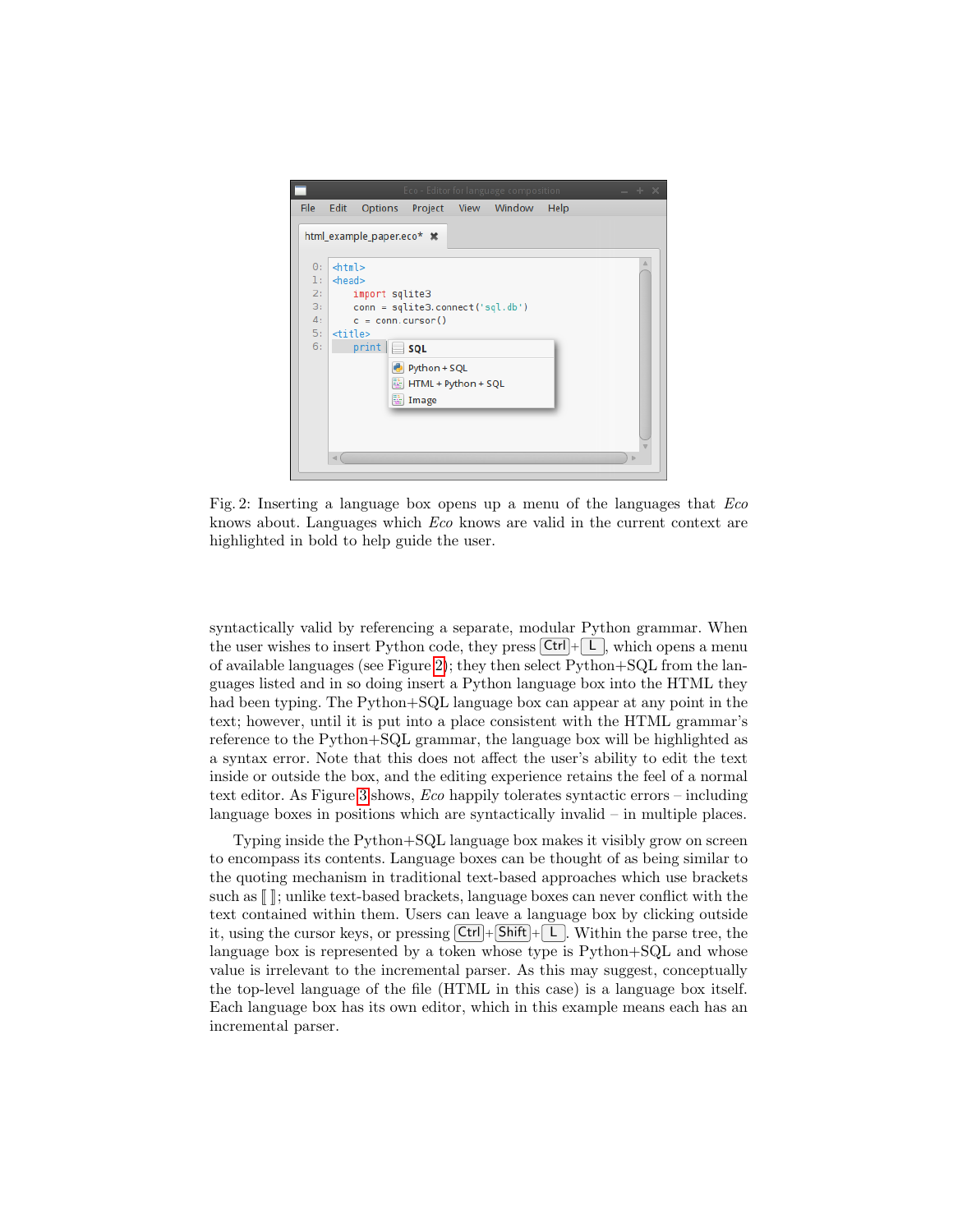Fig. 2: Inserting a language box opens up a menu of the languages that *Eco* knows about. Languages which *Eco* knows are valid in the current context are highlighted in bold to help guide the user.

syntactically valid by referencing a separate, modular Python grammar. When the user wishes to insert Python code, they press Ctrl + L, which opens a menu of available languages (see Figure 2); they then select Python+SQL from the languages listed and in so doing insert a Python language box into the HTML they had been typing. The Python+SQL language box can appear at any point in the text; however, until it is put into a place consistent with the HTML grammar's reference to the Python+SQL grammar, the language box will be highlighted as a syntax error. Note that this does not affect the user's ability to edit the text inside or outside the box, and the editing experience retains the feel of a normal text editor. As Figure 3 shows, *Eco* happily tolerates syntactic errors – including language boxes in positions which are syntactically invalid – in multiple places.

Typing inside the Python+SQL language box makes it visibly grow on screen to encompass its contents. Language boxes can be thought of as being similar to the quoting mechanism in traditional text-based approaches which use brackets such as ⟦ ⟧; unlike text-based brackets, language boxes can never conflict with the text contained within them. Users can leave a language box by clicking outside it, using the cursor keys, or pressing Ctrl + Shift + L. Within the parse tree, the language box is represented by a token whose type is Python+SQL and whose value is irrelevant to the incremental parser. As this may suggest, conceptually the top-level language of the file (HTML in this case) is a language box itself. Each language box has its own editor, which in this example means each has an incremental parser.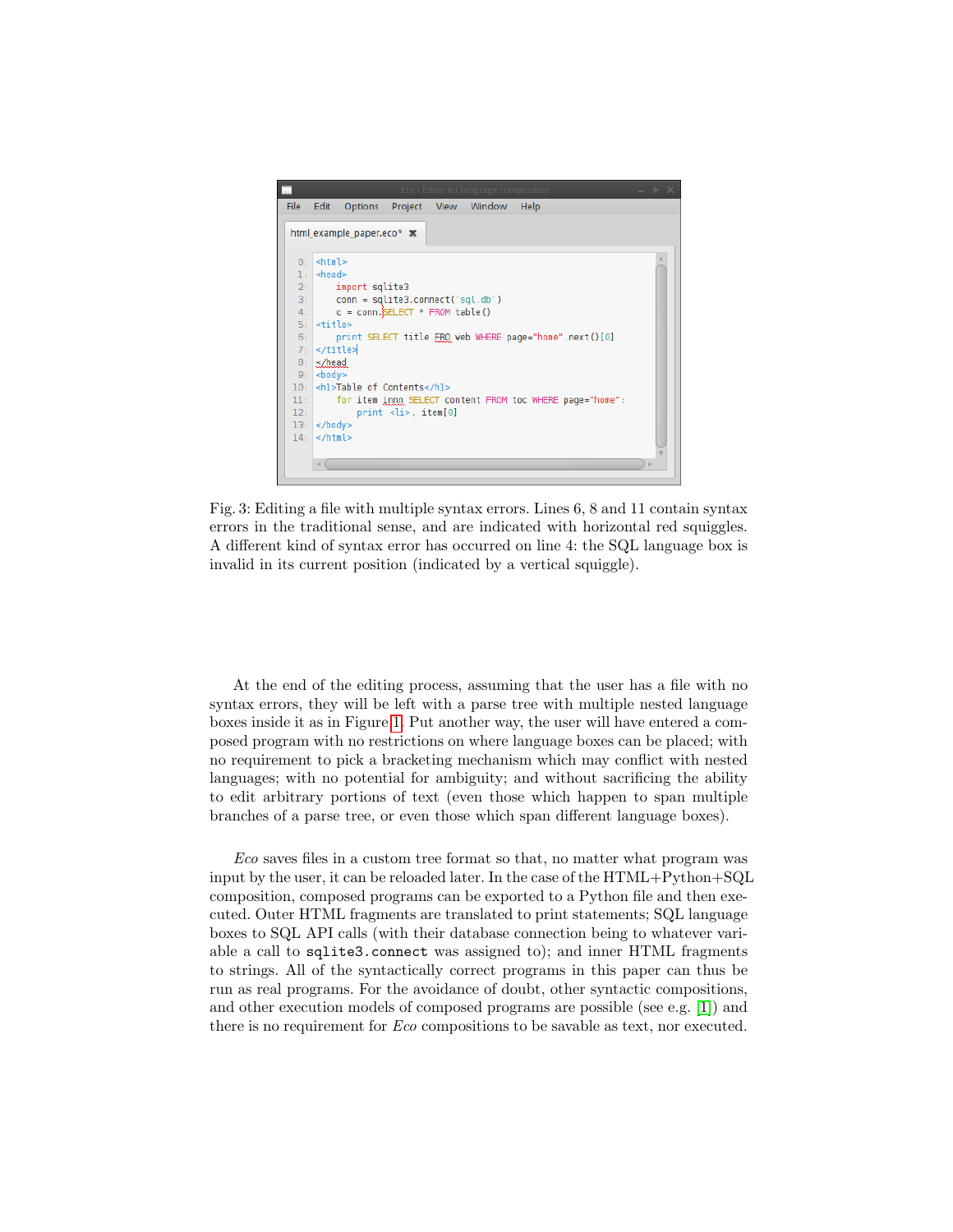Fig. 3: Editing a file with multiple syntax errors. Lines 6, 8 and 11 contain syntax errors in the traditional sense, and are indicated with horizontal red squiggles. A different kind of syntax error has occurred on line 4: the SQL language box is invalid in its current position (indicated by a vertical squiggle).

At the end of the editing process, assuming that the user has a file with no syntax errors, they will be left with a parse tree with multiple nested language boxes inside it as in Figure 1. Put another way, the user will have entered a composed program with no restrictions on where language boxes can be placed; with no requirement to pick a bracketing mechanism which may conflict with nested languages; with no potential for ambiguity; and without sacrificing the ability to edit arbitrary portions of text (even those which happen to span multiple branches of a parse tree, or even those which span different language boxes).

*Eco* saves files in a custom tree format so that, no matter what program was input by the user, it can be reloaded later. In the case of the HTML+Python+SQL composition, composed programs can be exported to a Python file and then executed. Outer HTML fragments are translated to print statements; SQL language boxes to SQL API calls (with their database connection being to whatever variable a call to `sqlite3.connect` was assigned to); and inner HTML fragments to strings. All of the syntactically correct programs in this paper can thus be run as real programs. For the avoidance of doubt, other syntactic compositions, and other execution models of composed programs are possible (see e.g. [1]) and there is no requirement for *Eco* compositions to be savable as text, nor executed.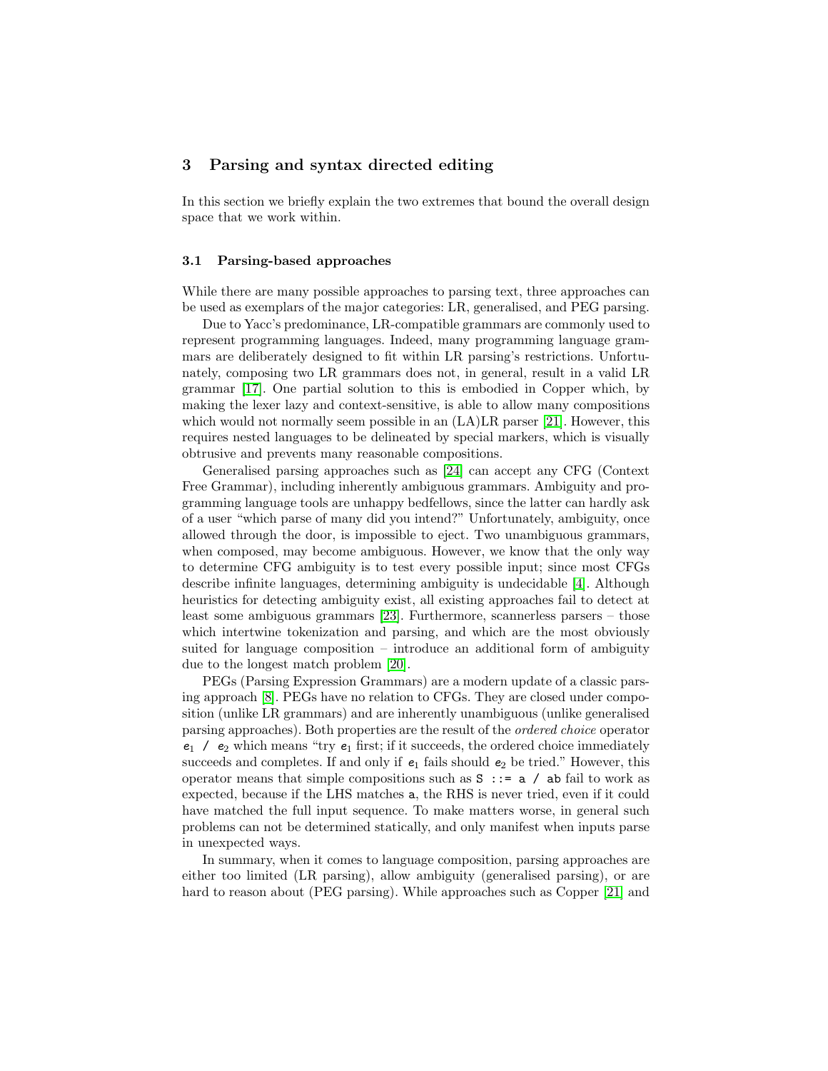## 3 Parsing and syntax directed editing

In this section we briefly explain the two extremes that bound the overall design space that we work within.

### 3.1 Parsing-based approaches

While there are many possible approaches to parsing text, three approaches can be used as exemplars of the major categories: LR, generalised, and PEG parsing.

Due to Yacc's predominance, LR-compatible grammars are commonly used to represent programming languages. Indeed, many programming language grammars are deliberately designed to fit within LR parsing's restrictions. Unfortunately, composing two LR grammars does not, in general, result in a valid LR grammar [17]. One partial solution to this is embodied in Copper which, by making the lexer lazy and context-sensitive, is able to allow many compositions which would not normally seem possible in an (LA)LR parser [21]. However, this requires nested languages to be delineated by special markers, which is visually obtrusive and prevents many reasonable compositions.

Generalised parsing approaches such as [24] can accept any CFG (Context Free Grammar), including inherently ambiguous grammars. Ambiguity and programming language tools are unhappy bedfellows, since the latter can hardly ask of a user "which parse of many did you intend?" Unfortunately, ambiguity, once allowed through the door, is impossible to eject. Two unambiguous grammars, when composed, may become ambiguous. However, we know that the only way to determine CFG ambiguity is to test every possible input; since most CFGs describe infinite languages, determining ambiguity is undecidable [4]. Although heuristics for detecting ambiguity exist, all existing approaches fail to detect at least some ambiguous grammars [23]. Furthermore, scannerless parsers – those which intertwine tokenization and parsing, and which are the most obviously suited for language composition – introduce an additional form of ambiguity due to the longest match problem [20].

PEGs (Parsing Expression Grammars) are a modern update of a classic parsing approach [8]. PEGs have no relation to CFGs. They are closed under composition (unlike LR grammars) and are inherently unambiguous (unlike generalised parsing approaches). Both properties are the result of the *ordered choice* operator $e_1$ / $e_2$ which means "try $e_1$ first; if it succeeds, the ordered choice immediately succeeds and completes. If and only if $e_1$ fails should $e_2$ be tried." However, this operator means that simple compositions such as `S ::= a / ab` fail to work as expected, because if the LHS matches `a`, the RHS is never tried, even if it could have matched the full input sequence. To make matters worse, in general such problems can not be determined statically, and only manifest when inputs parse in unexpected ways.

In summary, when it comes to language composition, parsing approaches are either too limited (LR parsing), allow ambiguity (generalised parsing), or are hard to reason about (PEG parsing). While approaches such as Copper [21] and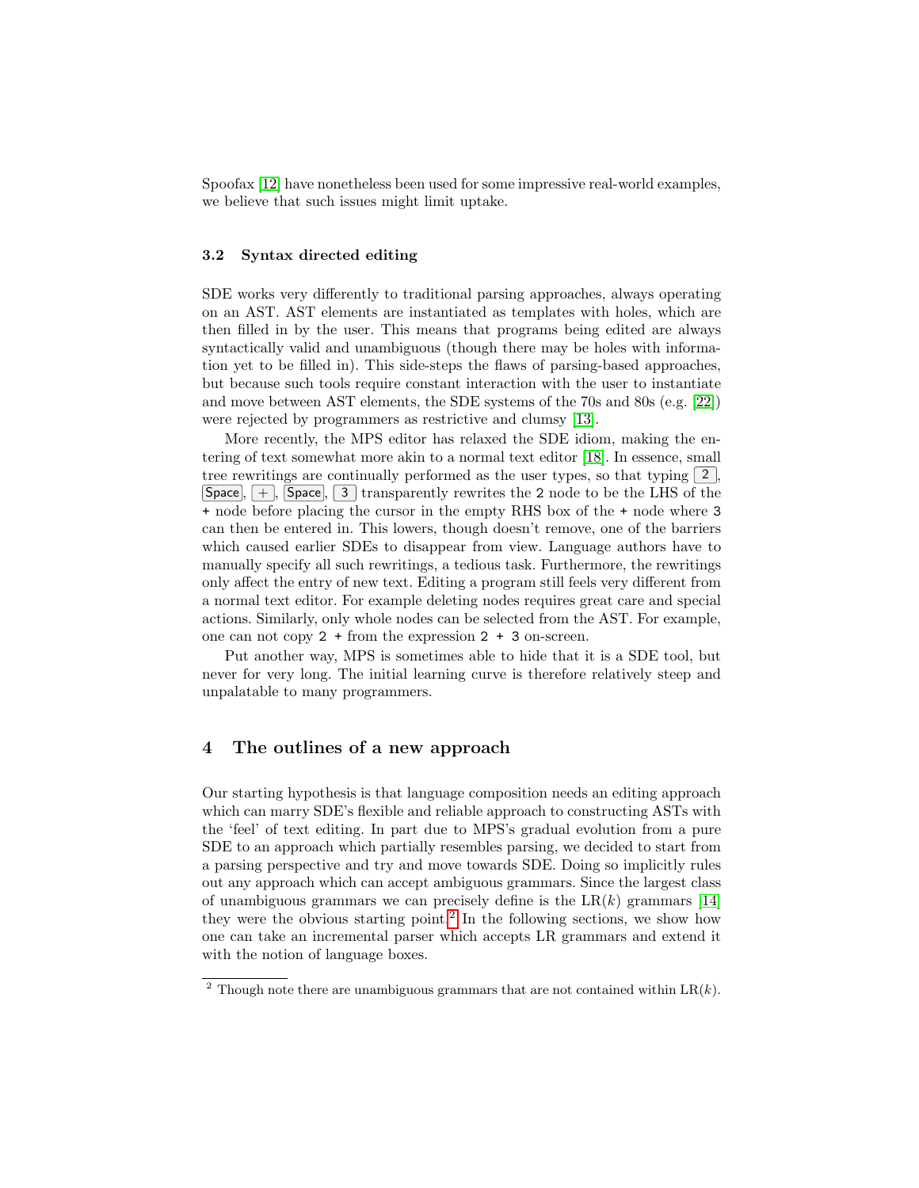Spoofax [12] have nonetheless been used for some impressive real-world examples, we believe that such issues might limit uptake.

### 3.2 Syntax directed editing

SDE works very differently to traditional parsing approaches, always operating on an AST. AST elements are instantiated as templates with holes, which are then filled in by the user. This means that programs being edited are always syntactically valid and unambiguous (though there may be holes with information yet to be filled in). This side-steps the flaws of parsing-based approaches, but because such tools require constant interaction with the user to instantiate and move between AST elements, the SDE systems of the 70s and 80s (e.g. [22]) were rejected by programmers as restrictive and clumsy [13].

More recently, the MPS editor has relaxed the SDE idiom, making the entering of text somewhat more akin to a normal text editor [18]. In essence, small tree rewritings are continually performed as the user types, so that typing 2, Space, +, Space, 3 transparently rewrites the `2` node to be the LHS of the `+` node before placing the cursor in the empty RHS box of the `+` node where `3` can then be entered in. This lowers, though doesn't remove, one of the barriers which caused earlier SDEs to disappear from view. Language authors have to manually specify all such rewritings, a tedious task. Furthermore, the rewritings only affect the entry of new text. Editing a program still feels very different from a normal text editor. For example deleting nodes requires great care and special actions. Similarly, only whole nodes can be selected from the AST. For example, one can not copy `2 +` from the expression `2 + 3` on-screen.

Put another way, MPS is sometimes able to hide that it is a SDE tool, but never for very long. The initial learning curve is therefore relatively steep and unpalatable to many programmers.

## 4 The outlines of a new approach

Our starting hypothesis is that language composition needs an editing approach which can marry SDE's flexible and reliable approach to constructing ASTs with the 'feel' of text editing. In part due to MPS's gradual evolution from a pure SDE to an approach which partially resembles parsing, we decided to start from a parsing perspective and try and move towards SDE. Doing so implicitly rules out any approach which can accept ambiguous grammars. Since the largest class of unambiguous grammars we can precisely define is the LR($k$) grammars [14] they were the obvious starting point.[2] In the following sections, we show how one can take an incremental parser which accepts LR grammars and extend it with the notion of language boxes.

[2] Though note there are unambiguous grammars that are not contained within LR($k$).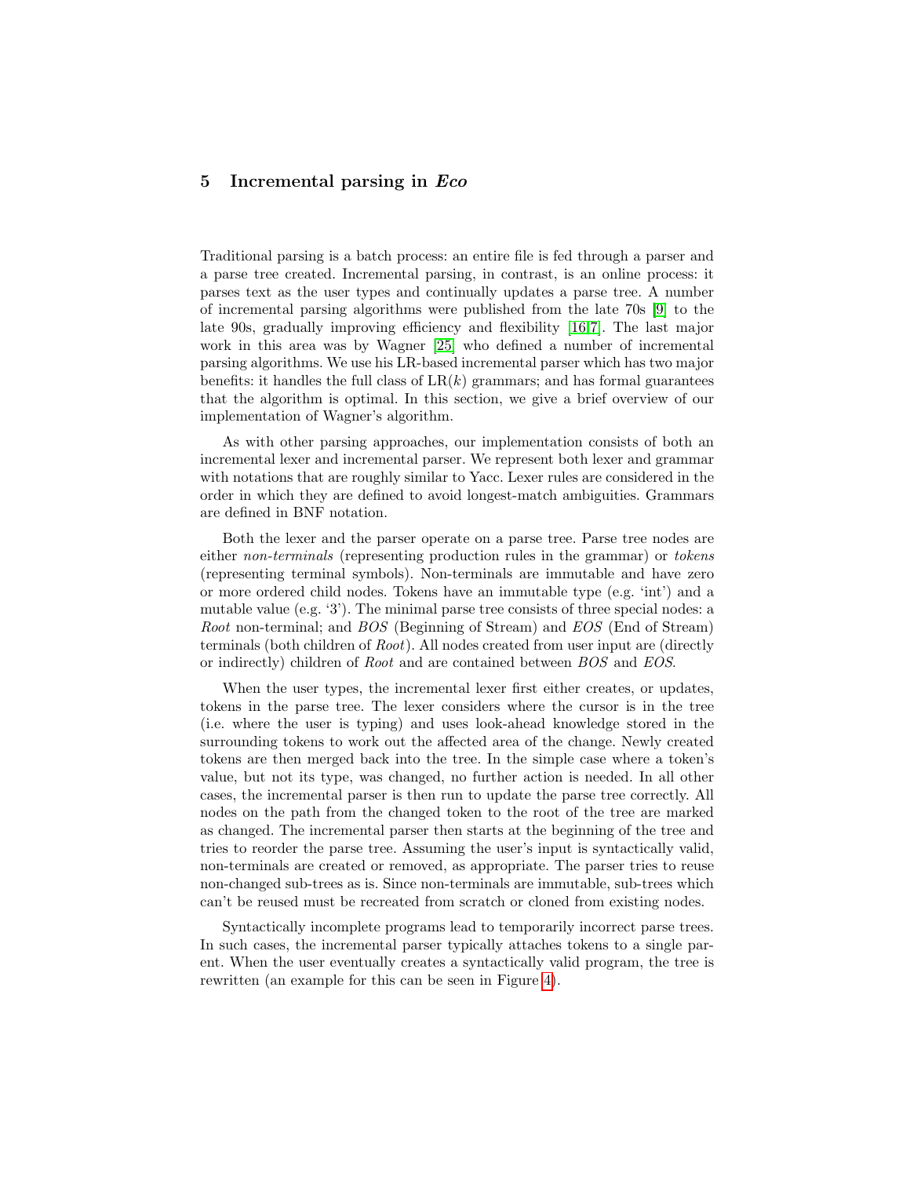## 5 Incremental parsing in *Eco*

Traditional parsing is a batch process: an entire file is fed through a parser and a parse tree created. Incremental parsing, in contrast, is an online process: it parses text as the user types and continually updates a parse tree. A number of incremental parsing algorithms were published from the late 70s [9] to the late 90s, gradually improving efficiency and flexibility [16,7]. The last major work in this area was by Wagner [25] who defined a number of incremental parsing algorithms. We use his LR-based incremental parser which has two major benefits: it handles the full class of LR($k$) grammars; and has formal guarantees that the algorithm is optimal. In this section, we give a brief overview of our implementation of Wagner's algorithm.

As with other parsing approaches, our implementation consists of both an incremental lexer and incremental parser. We represent both lexer and grammar with notations that are roughly similar to Yacc. Lexer rules are considered in the order in which they are defined to avoid longest-match ambiguities. Grammars are defined in BNF notation.

Both the lexer and the parser operate on a parse tree. Parse tree nodes are either *non-terminals* (representing production rules in the grammar) or *tokens* (representing terminal symbols). Non-terminals are immutable and have zero or more ordered child nodes. Tokens have an immutable type (e.g. 'int') and a mutable value (e.g. '3'). The minimal parse tree consists of three special nodes: a *Root* non-terminal; and *BOS* (Beginning of Stream) and *EOS* (End of Stream) terminals (both children of *Root*). All nodes created from user input are (directly or indirectly) children of *Root* and are contained between *BOS* and *EOS*.

When the user types, the incremental lexer first either creates, or updates, tokens in the parse tree. The lexer considers where the cursor is in the tree (i.e. where the user is typing) and uses look-ahead knowledge stored in the surrounding tokens to work out the affected area of the change. Newly created tokens are then merged back into the tree. In the simple case where a token's value, but not its type, was changed, no further action is needed. In all other cases, the incremental parser is then run to update the parse tree correctly. All nodes on the path from the changed token to the root of the tree are marked as changed. The incremental parser then starts at the beginning of the tree and tries to reorder the parse tree. Assuming the user's input is syntactically valid, non-terminals are created or removed, as appropriate. The parser tries to reuse non-changed sub-trees as is. Since non-terminals are immutable, sub-trees which can't be reused must be recreated from scratch or cloned from existing nodes.

Syntactically incomplete programs lead to temporarily incorrect parse trees. In such cases, the incremental parser typically attaches tokens to a single parent. When the user eventually creates a syntactically valid program, the tree is rewritten (an example for this can be seen in Figure 4).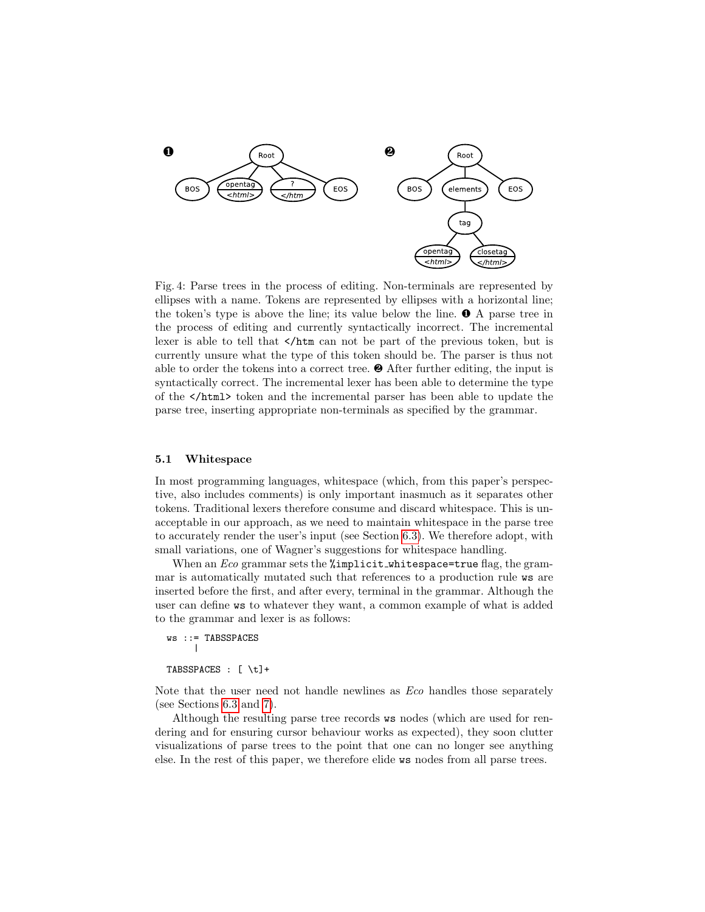Fig. 4: Parse trees in the process of editing. Non-terminals are represented by ellipses with a name. Tokens are represented by ellipses with a horizontal line; the token's type is above the line; its value below the line. ❶ A parse tree in the process of editing and currently syntactically incorrect. The incremental lexer is able to tell that `</htm` can not be part of the previous token, but is currently unsure what the type of this token should be. The parser is thus not able to order the tokens into a correct tree. ❷ After further editing, the input is syntactically correct. The incremental lexer has been able to determine the type of the `</html>` token and the incremental parser has been able to update the parse tree, inserting appropriate non-terminals as specified by the grammar.

### 5.1 Whitespace

In most programming languages, whitespace (which, from this paper's perspective, also includes comments) is only important inasmuch as it separates other tokens. Traditional lexers therefore consume and discard whitespace. This is unacceptable in our approach, as we need to maintain whitespace in the parse tree to accurately render the user's input (see Section 6.3). We therefore adopt, with small variations, one of Wagner's suggestions for whitespace handling.

When an *Eco* grammar sets the `%implicit_whitespace=true` flag, the grammar is automatically mutated such that references to a production rule `ws` are inserted before the first, and after every, terminal in the grammar. Although the user can define `ws` to whatever they want, a common example of what is added to the grammar and lexer is as follows:

```
ws ::= TABSSPACES
     |

TABSSPACES : [ \t]+
```

Note that the user need not handle newlines as *Eco* handles those separately (see Sections 6.3 and 7).

Although the resulting parse tree records `ws` nodes (which are used for rendering and for ensuring cursor behaviour works as expected), they soon clutter visualizations of parse trees to the point that one can no longer see anything else. In the rest of this paper, we therefore elide `ws` nodes from all parse trees.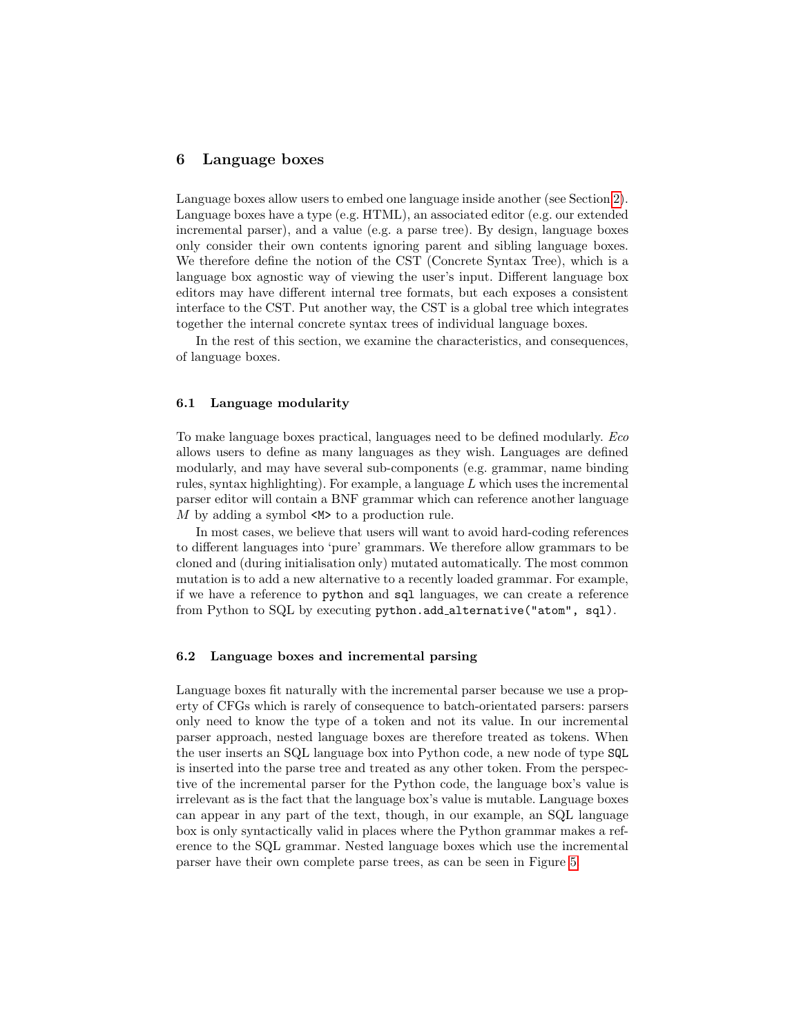## 6 Language boxes

Language boxes allow users to embed one language inside another (see Section 2). Language boxes have a type (e.g. HTML), an associated editor (e.g. our extended incremental parser), and a value (e.g. a parse tree). By design, language boxes only consider their own contents ignoring parent and sibling language boxes. We therefore define the notion of the CST (Concrete Syntax Tree), which is a language box agnostic way of viewing the user's input. Different language box editors may have different internal tree formats, but each exposes a consistent interface to the CST. Put another way, the CST is a global tree which integrates together the internal concrete syntax trees of individual language boxes.

In the rest of this section, we examine the characteristics, and consequences, of language boxes.

### 6.1 Language modularity

To make language boxes practical, languages need to be defined modularly. *Eco* allows users to define as many languages as they wish. Languages are defined modularly, and may have several sub-components (e.g. grammar, name binding rules, syntax highlighting). For example, a language $L$ which uses the incremental parser editor will contain a BNF grammar which can reference another language $M$ by adding a symbol `<M>` to a production rule.

In most cases, we believe that users will want to avoid hard-coding references to different languages into 'pure' grammars. We therefore allow grammars to be cloned and (during initialisation only) mutated automatically. The most common mutation is to add a new alternative to a recently loaded grammar. For example, if we have a reference to `python` and `sql` languages, we can create a reference from Python to SQL by executing `python.add_alternative("atom", sql)`.

### 6.2 Language boxes and incremental parsing

Language boxes fit naturally with the incremental parser because we use a property of CFGs which is rarely of consequence to batch-orientated parsers: parsers only need to know the type of a token and not its value. In our incremental parser approach, nested language boxes are therefore treated as tokens. When the user inserts an SQL language box into Python code, a new node of type `SQL` is inserted into the parse tree and treated as any other token. From the perspective of the incremental parser for the Python code, the language box's value is irrelevant as is the fact that the language box's value is mutable. Language boxes can appear in any part of the text, though, in our example, an SQL language box is only syntactically valid in places where the Python grammar makes a reference to the SQL grammar. Nested language boxes which use the incremental parser have their own complete parse trees, as can be seen in Figure 5.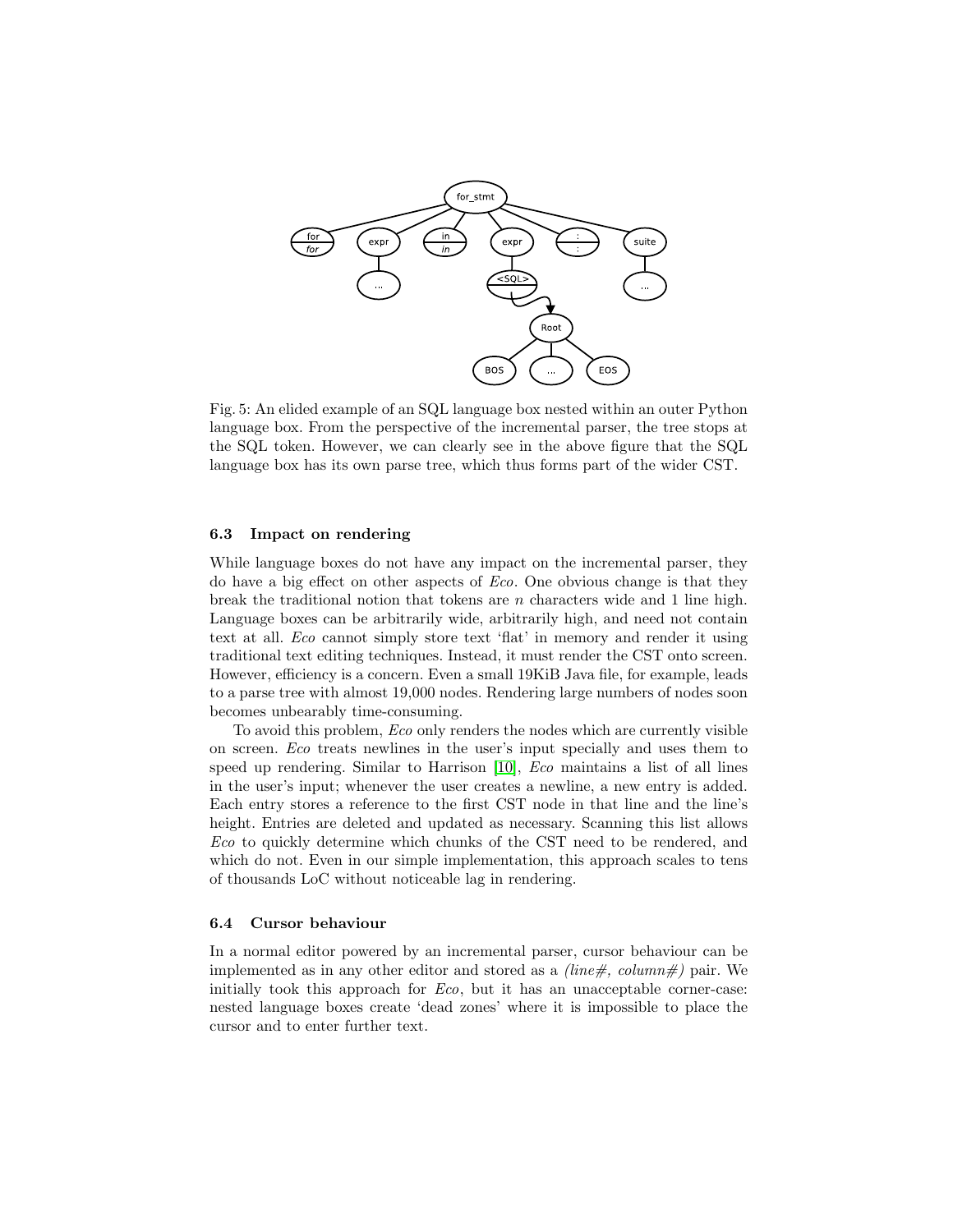Fig. 5: An elided example of an SQL language box nested within an outer Python language box. From the perspective of the incremental parser, the tree stops at the SQL token. However, we can clearly see in the above figure that the SQL language box has its own parse tree, which thus forms part of the wider CST.

### 6.3 Impact on rendering

While language boxes do not have any impact on the incremental parser, they do have a big effect on other aspects of *Eco*. One obvious change is that they break the traditional notion that tokens are $n$ characters wide and 1 line high. Language boxes can be arbitrarily wide, arbitrarily high, and need not contain text at all. *Eco* cannot simply store text 'flat' in memory and render it using traditional text editing techniques. Instead, it must render the CST onto screen. However, efficiency is a concern. Even a small 19KiB Java file, for example, leads to a parse tree with almost 19,000 nodes. Rendering large numbers of nodes soon becomes unbearably time-consuming.

To avoid this problem, *Eco* only renders the nodes which are currently visible on screen. *Eco* treats newlines in the user's input specially and uses them to speed up rendering. Similar to Harrison [10], *Eco* maintains a list of all lines in the user's input; whenever the user creates a newline, a new entry is added. Each entry stores a reference to the first CST node in that line and the line's height. Entries are deleted and updated as necessary. Scanning this list allows *Eco* to quickly determine which chunks of the CST need to be rendered, and which do not. Even in our simple implementation, this approach scales to tens of thousands LoC without noticeable lag in rendering.

### 6.4 Cursor behaviour

In a normal editor powered by an incremental parser, cursor behaviour can be implemented as in any other editor and stored as a *(line#, column#)* pair. We initially took this approach for *Eco*, but it has an unacceptable corner-case: nested language boxes create 'dead zones' where it is impossible to place the cursor and to enter further text.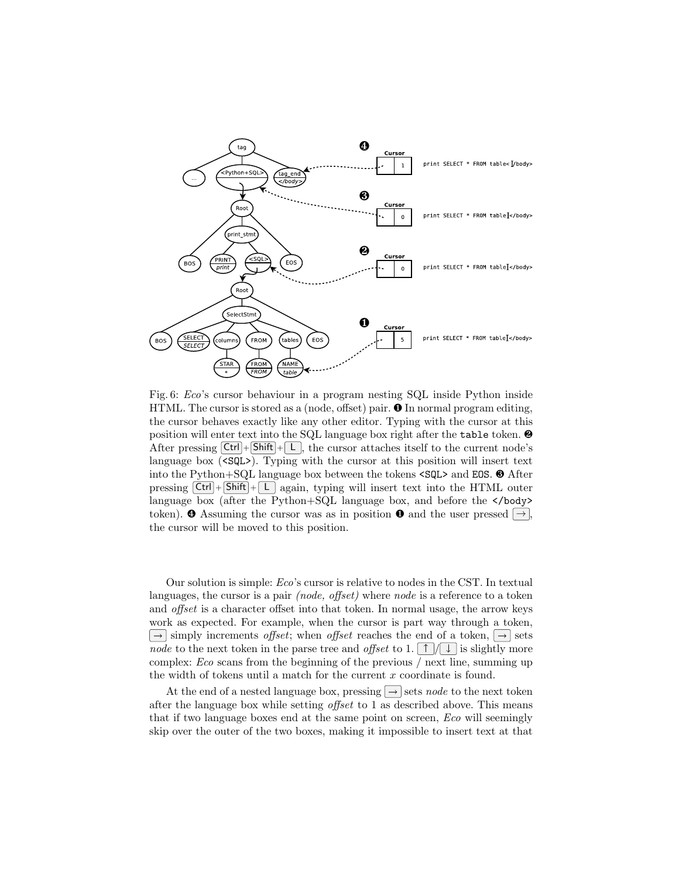Fig. 6: *Eco*'s cursor behaviour in a program nesting SQL inside Python inside HTML. The cursor is stored as a (node, offset) pair. ❶ In normal program editing, the cursor behaves exactly like any other editor. Typing with the cursor at this position will enter text into the SQL language box right after the `table` token. ❷ After pressing Ctrl + Shift + L, the cursor attaches itself to the current node's language box (`<SQL>`). Typing with the cursor at this position will insert text into the Python+SQL language box between the tokens `<SQL>` and `EOS`. ❸ After pressing Ctrl + Shift + L again, typing will insert text into the HTML outer language box (after the Python+SQL language box, and before the `</body>` token). ❹ Assuming the cursor was as in position ❶ and the user pressed →, the cursor will be moved to this position.

Our solution is simple: *Eco*'s cursor is relative to nodes in the CST. In textual languages, the cursor is a pair *(node, offset)* where *node* is a reference to a token and *offset* is a character offset into that token. In normal usage, the arrow keys work as expected. For example, when the cursor is part way through a token, → simply increments *offset*; when *offset* reaches the end of a token, → sets *node* to the next token in the parse tree and *offset* to 1. ↑/↓ is slightly more complex: *Eco* scans from the beginning of the previous / next line, summing up the width of tokens until a match for the current $x$ coordinate is found.

At the end of a nested language box, pressing → sets *node* to the next token after the language box while setting *offset* to 1 as described above. This means that if two language boxes end at the same point on screen, *Eco* will seemingly skip over the outer of the two boxes, making it impossible to insert text at that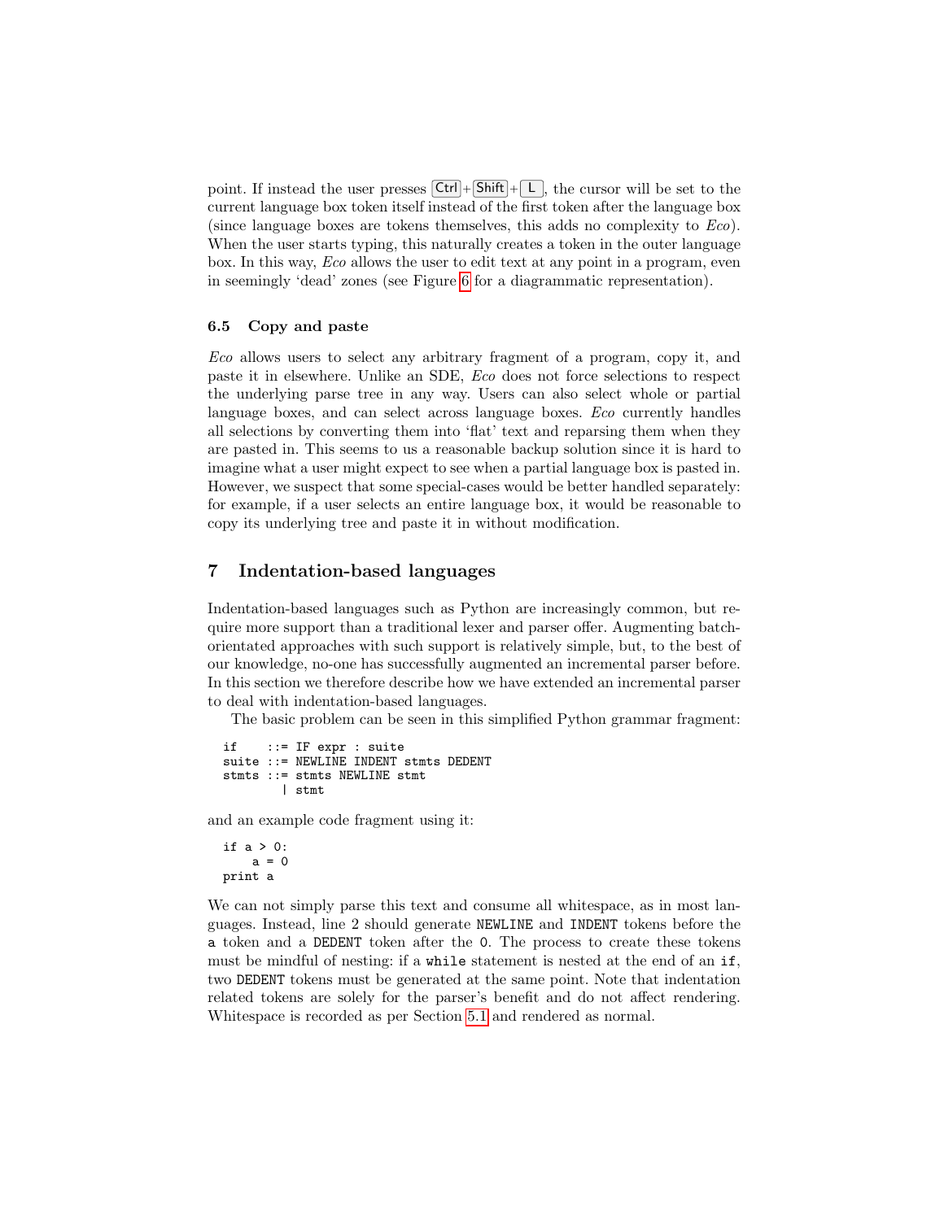point. If instead the user presses Ctrl+Shift+L, the cursor will be set to the current language box token itself instead of the first token after the language box (since language boxes are tokens themselves, this adds no complexity to *Eco*). When the user starts typing, this naturally creates a token in the outer language box. In this way, *Eco* allows the user to edit text at any point in a program, even in seemingly 'dead' zones (see Figure 6 for a diagrammatic representation).

### 6.5 Copy and paste

*Eco* allows users to select any arbitrary fragment of a program, copy it, and paste it in elsewhere. Unlike an SDE, *Eco* does not force selections to respect the underlying parse tree in any way. Users can also select whole or partial language boxes, and can select across language boxes. *Eco* currently handles all selections by converting them into 'flat' text and reparsing them when they are pasted in. This seems to us a reasonable backup solution since it is hard to imagine what a user might expect to see when a partial language box is pasted in. However, we suspect that some special-cases would be better handled separately: for example, if a user selects an entire language box, it would be reasonable to copy its underlying tree and paste it in without modification.

## 7 Indentation-based languages

Indentation-based languages such as Python are increasingly common, but require more support than a traditional lexer and parser offer. Augmenting batch-orientated approaches with such support is relatively simple, but, to the best of our knowledge, no-one has successfully augmented an incremental parser before. In this section we therefore describe how we have extended an incremental parser to deal with indentation-based languages.

The basic problem can be seen in this simplified Python grammar fragment:

```
if    ::= IF expr : suite
suite ::= NEWLINE INDENT stmts DEDENT
stmts ::= stmts NEWLINE stmt
        | stmt
```

and an example code fragment using it:

```
if a > 0:
    a = 0
print a
```

We can not simply parse this text and consume all whitespace, as in most languages. Instead, line 2 should generate `NEWLINE` and `INDENT` tokens before the `a` token and a `DEDENT` token after the `0`. The process to create these tokens must be mindful of nesting: if a `while` statement is nested at the end of an `if`, two `DEDENT` tokens must be generated at the same point. Note that indentation related tokens are solely for the parser's benefit and do not affect rendering. Whitespace is recorded as per Section 5.1 and rendered as normal.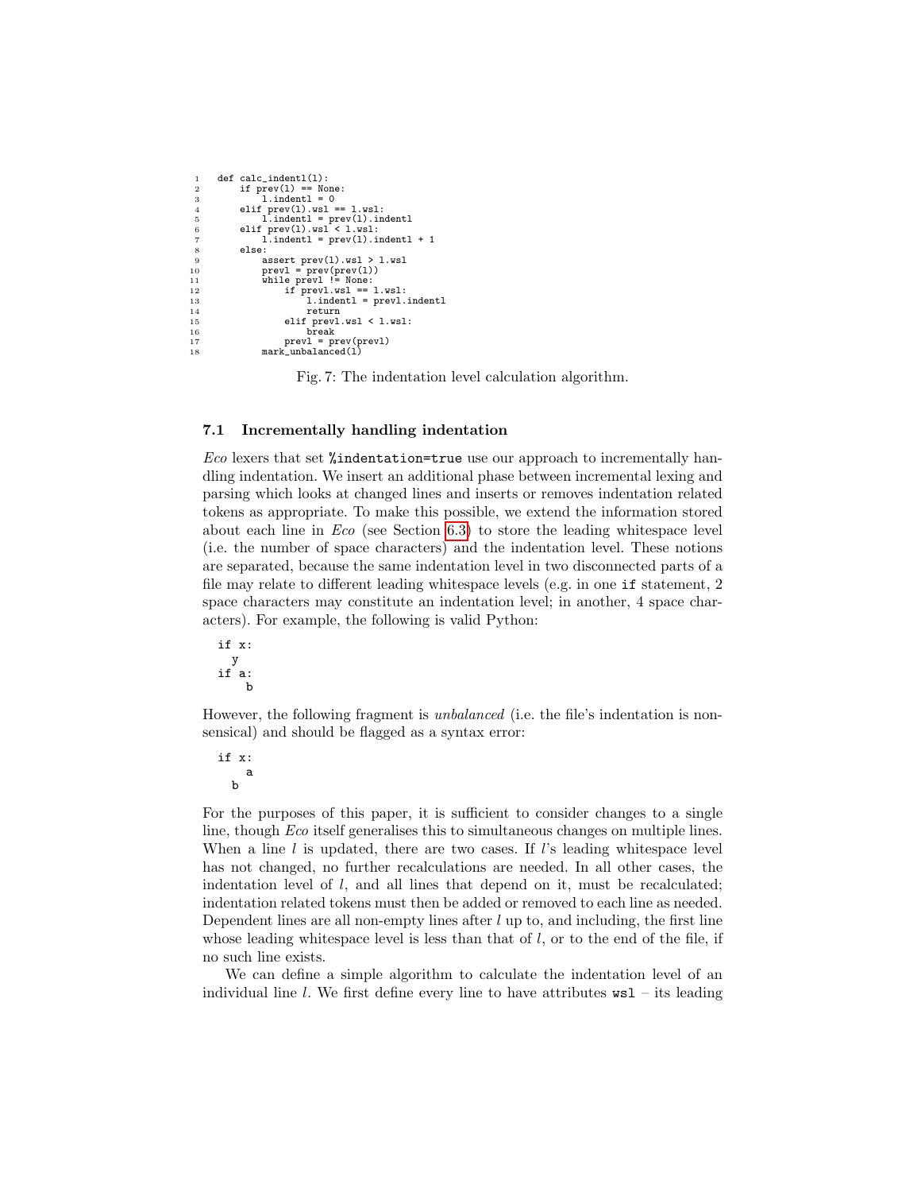```
def calc_indentl(l):
    if prev(l) == None:
        l.indentl = 0
    elif prev(l).wsl == l.wsl:
        l.indentl = prev(l).indentl
    elif prev(l).wsl < l.wsl:
        l.indentl = prev(l).indentl + 1
    else:
        assert prev(l).wsl > l.wsl
        prevl = prev(prev(l))
        while prevl != None:
            if prevl.wsl == l.wsl:
                l.indentl = prevl.indentl
                return
            elif prevl.wsl < l.wsl:
                break
            prevl = prev(prevl)
        mark_unbalanced(l)
```

Fig. 7: The indentation level calculation algorithm.

### 7.1 Incrementally handling indentation

*Eco* lexers that set `%indentation=true` use our approach to incrementally handling indentation. We insert an additional phase between incremental lexing and parsing which looks at changed lines and inserts or removes indentation related tokens as appropriate. To make this possible, we extend the information stored about each line in *Eco* (see Section 6.3) to store the leading whitespace level (i.e. the number of space characters) and the indentation level. These notions are separated, because the same indentation level in two disconnected parts of a file may relate to different leading whitespace levels (e.g. in one `if` statement, 2 space characters may constitute an indentation level; in another, 4 space characters). For example, the following is valid Python:

```
if x:
  y
if a:
    b
```

However, the following fragment is *unbalanced* (i.e. the file's indentation is nonsensical) and should be flagged as a syntax error:

```
if x:
    a
  b
```

For the purposes of this paper, it is sufficient to consider changes to a single line, though *Eco* itself generalises this to simultaneous changes on multiple lines. When a line $l$ is updated, there are two cases. If $l$'s leading whitespace level has not changed, no further recalculations are needed. In all other cases, the indentation level of $l$, and all lines that depend on it, must be recalculated; indentation related tokens must then be added or removed to each line as needed. Dependent lines are all non-empty lines after $l$ up to, and including, the first line whose leading whitespace level is less than that of $l$, or to the end of the file, if no such line exists.

We can define a simple algorithm to calculate the indentation level of an individual line $l$. We first define every line to have attributes `wsl` – its leading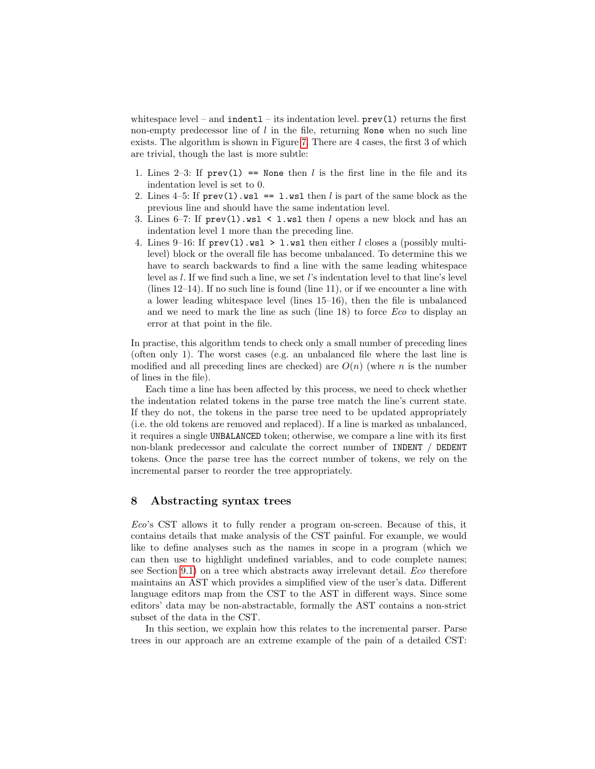whitespace level – and `indentl` – its indentation level. `prev(l)` returns the first non-empty predecessor line of $l$ in the file, returning `None` when no such line exists. The algorithm is shown in Figure 7. There are 4 cases, the first 3 of which are trivial, though the last is more subtle:

1. Lines 2–3: If `prev(l) == None` then $l$ is the first line in the file and its indentation level is set to 0.
2. Lines 4–5: If `prev(l).wsl == l.wsl` then $l$ is part of the same block as the previous line and should have the same indentation level.
3. Lines 6–7: If `prev(l).wsl < l.wsl` then $l$ opens a new block and has an indentation level 1 more than the preceding line.
4. Lines 9–16: If `prev(l).wsl > l.wsl` then either $l$ closes a (possibly multi-level) block or the overall file has become unbalanced. To determine this we have to search backwards to find a line with the same leading whitespace level as $l$. If we find such a line, we set $l$'s indentation level to that line's level (lines 12–14). If no such line is found (line 11), or if we encounter a line with a lower leading whitespace level (lines 15–16), then the file is unbalanced and we need to mark the line as such (line 18) to force *Eco* to display an error at that point in the file.

In practise, this algorithm tends to check only a small number of preceding lines (often only 1). The worst cases (e.g. an unbalanced file where the last line is modified and all preceding lines are checked) are $O(n)$ (where $n$ is the number of lines in the file).

Each time a line has been affected by this process, we need to check whether the indentation related tokens in the parse tree match the line's current state. If they do not, the tokens in the parse tree need to be updated appropriately (i.e. the old tokens are removed and replaced). If a line is marked as unbalanced, it requires a single `UNBALANCED` token; otherwise, we compare a line with its first non-blank predecessor and calculate the correct number of `INDENT` / `DEDENT` tokens. Once the parse tree has the correct number of tokens, we rely on the incremental parser to reorder the tree appropriately.

## 8 Abstracting syntax trees

*Eco*'s CST allows it to fully render a program on-screen. Because of this, it contains details that make analysis of the CST painful. For example, we would like to define analyses such as the names in scope in a program (which we can then use to highlight undefined variables, and to code complete names; see Section 9.1) on a tree which abstracts away irrelevant detail. *Eco* therefore maintains an AST which provides a simplified view of the user's data. Different language editors map from the CST to the AST in different ways. Since some editors' data may be non-abstractable, formally the AST contains a non-strict subset of the data in the CST.

In this section, we explain how this relates to the incremental parser. Parse trees in our approach are an extreme example of the pain of a detailed CST: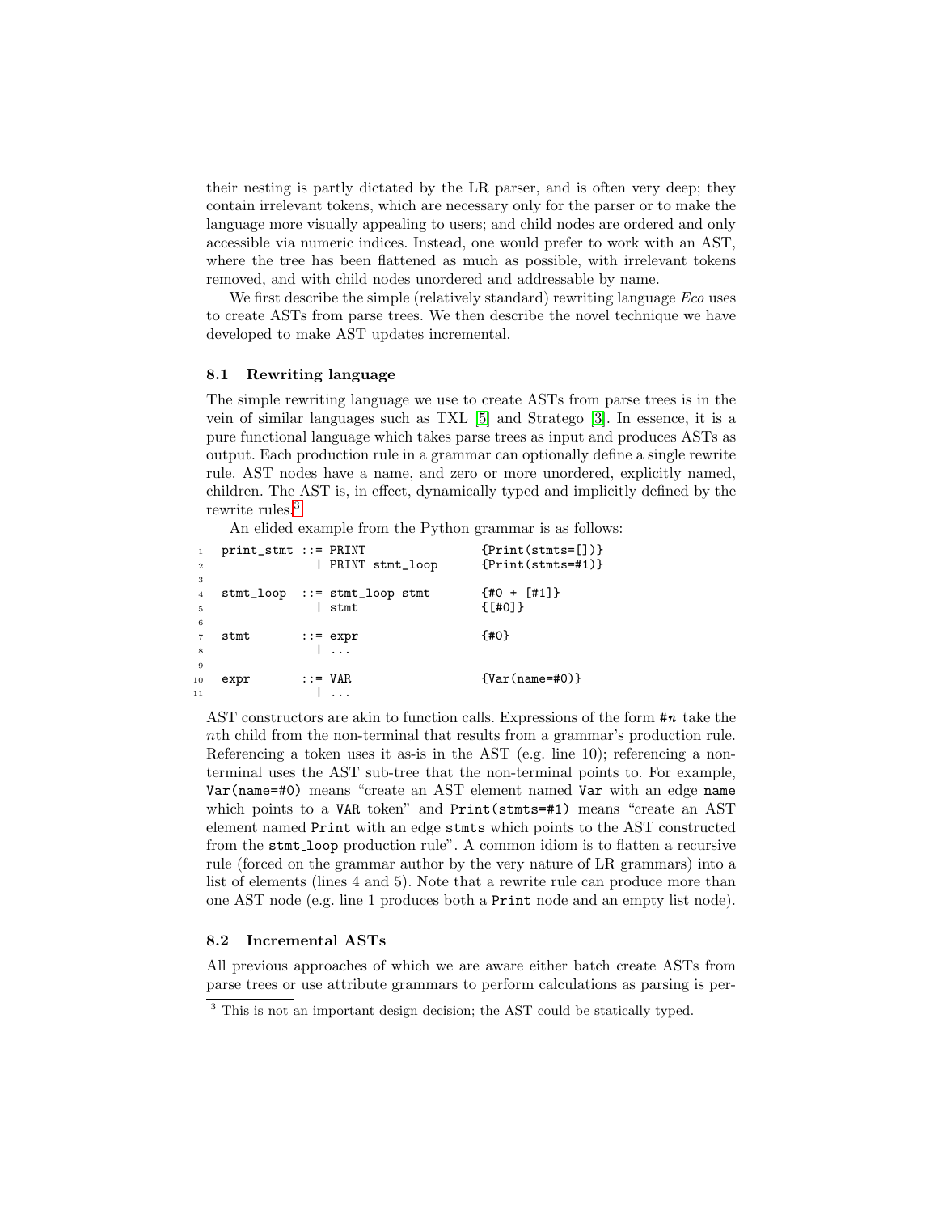their nesting is partly dictated by the LR parser, and is often very deep; they contain irrelevant tokens, which are necessary only for the parser or to make the language more visually appealing to users; and child nodes are ordered and only accessible via numeric indices. Instead, one would prefer to work with an AST, where the tree has been flattened as much as possible, with irrelevant tokens removed, and with child nodes unordered and addressable by name.

We first describe the simple (relatively standard) rewriting language *Eco* uses to create ASTs from parse trees. We then describe the novel technique we have developed to make AST updates incremental.

### 8.1 Rewriting language

The simple rewriting language we use to create ASTs from parse trees is in the vein of similar languages such as TXL [5] and Stratego [3]. In essence, it is a pure functional language which takes parse trees as input and produces ASTs as output. Each production rule in a grammar can optionally define a single rewrite rule. AST nodes have a name, and zero or more unordered, explicitly named, children. The AST is, in effect, dynamically typed and implicitly defined by the rewrite rules.[3]

An elided example from the Python grammar is as follows:

```
1  print_stmt ::= PRINT                {Print(stmts=[])}
2               | PRINT stmt_loop      {Print(stmts=#1)}
3
4  stmt_loop  ::= stmt_loop stmt       {#0 + [#1]}
5               | stmt                 {[#0]}
6
7  stmt       ::= expr                 {#0}
8               | ...
9
10 expr       ::= VAR                  {Var(name=#0)}
11              | ...
```

AST constructors are akin to function calls. Expressions of the form `#n` take the $n$th child from the non-terminal that results from a grammar's production rule. Referencing a token uses it as-is in the AST (e.g. line 10); referencing a non-terminal uses the AST sub-tree that the non-terminal points to. For example, `Var(name=#0)` means "create an AST element named `Var` with an edge `name` which points to a `VAR` token" and `Print(stmts=#1)` means "create an AST element named `Print` with an edge `stmts` which points to the AST constructed from the `stmt_loop` production rule". A common idiom is to flatten a recursive rule (forced on the grammar author by the very nature of LR grammars) into a list of elements (lines 4 and 5). Note that a rewrite rule can produce more than one AST node (e.g. line 1 produces both a `Print` node and an empty list node).

### 8.2 Incremental ASTs

All previous approaches of which we are aware either batch create ASTs from parse trees or use attribute grammars to perform calculations as parsing is per-

[3] This is not an important design decision; the AST could be statically typed.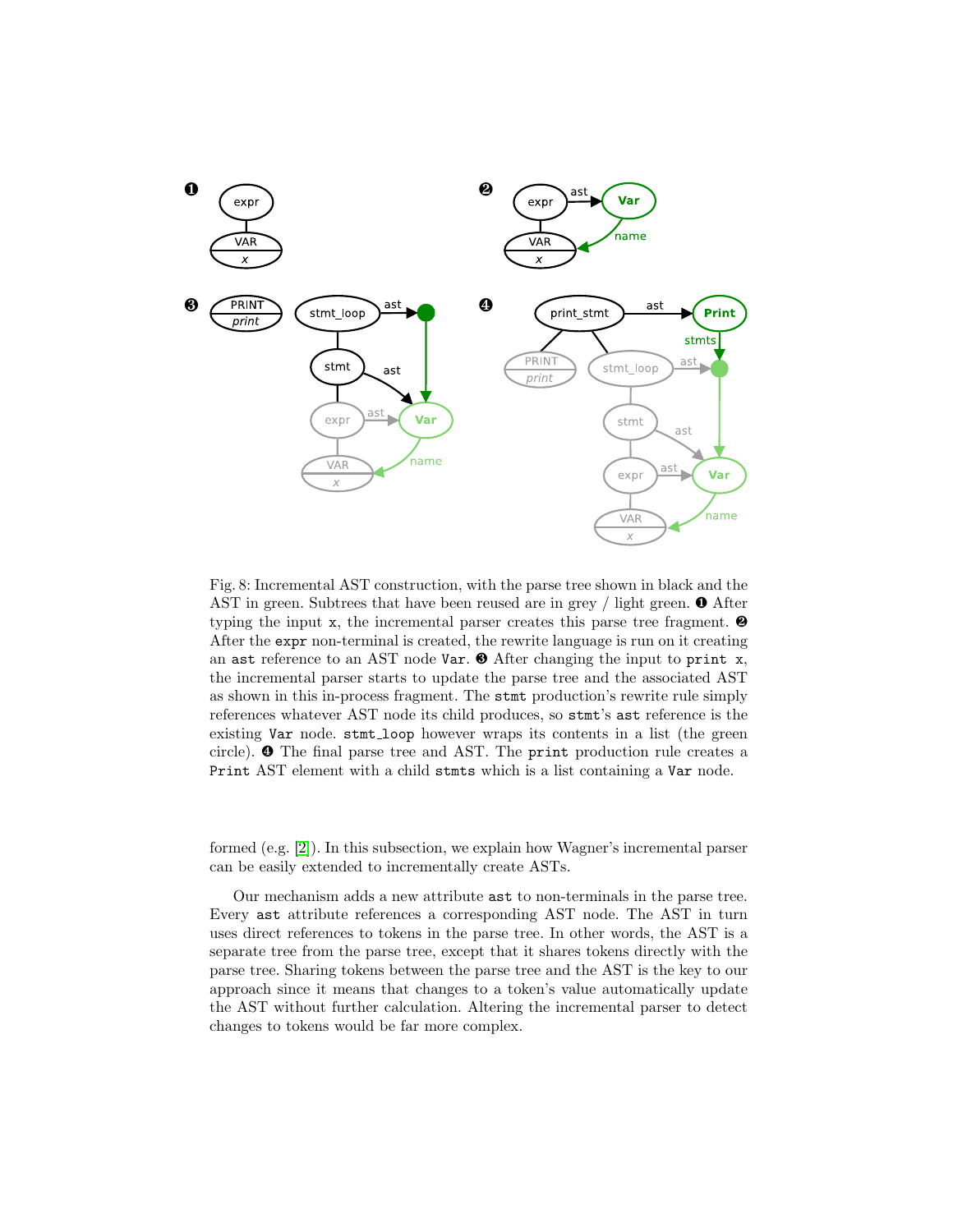❶

expr

VAR
x

❷

expr
ast
Var
name

VAR
x

❸

PRINT
print

stmt_loop
ast

stmt
ast

expr
ast
Var

VAR
x
name

❹

print_stmt
ast
Print
stmts

PRINT
print

stmt_loop
ast

stmt
ast

expr
ast
Var

VAR
x
name

Fig. 8: Incremental AST construction, with the parse tree shown in black and the AST in green. Subtrees that have been reused are in grey / light green. ❶ After typing the input `x`, the incremental parser creates this parse tree fragment. ❷ After the `expr` non-terminal is created, the rewrite language is run on it creating an `ast` reference to an AST node `Var`. ❸ After changing the input to `print x`, the incremental parser starts to update the parse tree and the associated AST as shown in this in-process fragment. The `stmt` production's rewrite rule simply references whatever AST node its child produces, so `stmt`'s `ast` reference is the existing `Var` node. `stmt_loop` however wraps its contents in a list (the green circle). ❹ The final parse tree and AST. The `print` production rule creates a `Print` AST element with a child `stmts` which is a list containing a `Var` node.

formed (e.g. [2]). In this subsection, we explain how Wagner's incremental parser can be easily extended to incrementally create ASTs.

Our mechanism adds a new attribute `ast` to non-terminals in the parse tree. Every `ast` attribute references a corresponding AST node. The AST in turn uses direct references to tokens in the parse tree. In other words, the AST is a separate tree from the parse tree, except that it shares tokens directly with the parse tree. Sharing tokens between the parse tree and the AST is the key to our approach since it means that changes to a token's value automatically update the AST without further calculation. Altering the incremental parser to detect changes to tokens would be far more complex.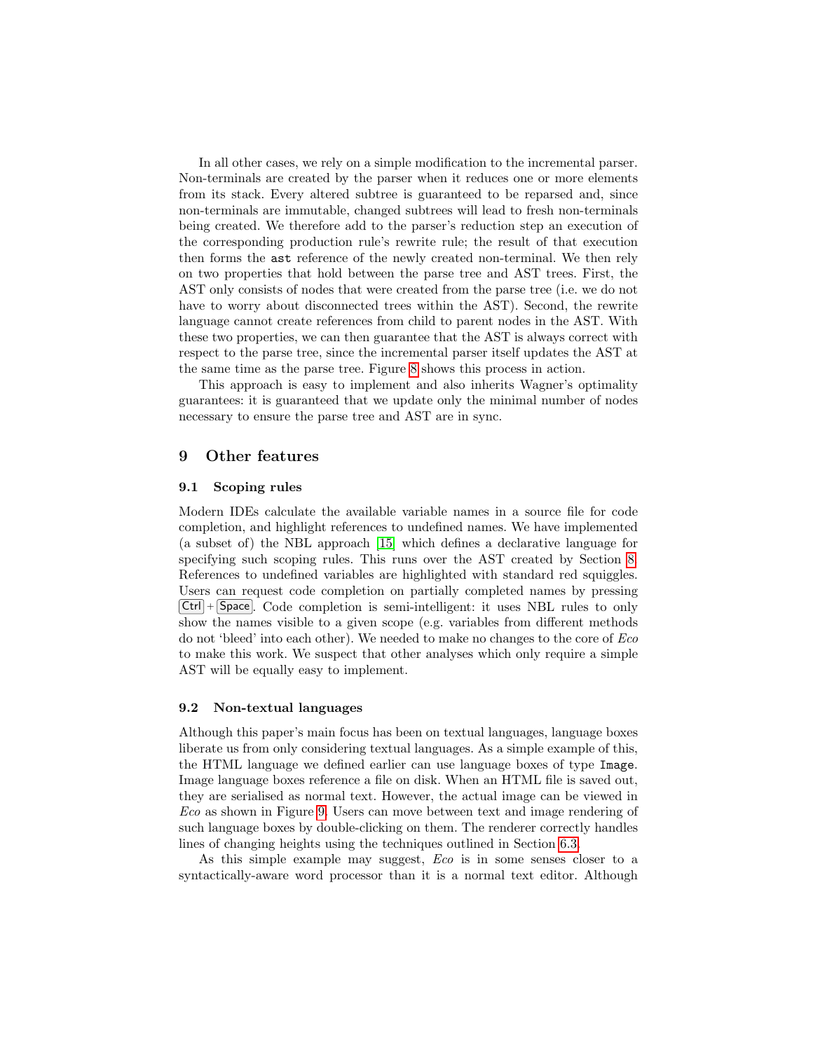In all other cases, we rely on a simple modification to the incremental parser. Non-terminals are created by the parser when it reduces one or more elements from its stack. Every altered subtree is guaranteed to be reparsed and, since non-terminals are immutable, changed subtrees will lead to fresh non-terminals being created. We therefore add to the parser's reduction step an execution of the corresponding production rule's rewrite rule; the result of that execution then forms the `ast` reference of the newly created non-terminal. We then rely on two properties that hold between the parse tree and AST trees. First, the AST only consists of nodes that were created from the parse tree (i.e. we do not have to worry about disconnected trees within the AST). Second, the rewrite language cannot create references from child to parent nodes in the AST. With these two properties, we can then guarantee that the AST is always correct with respect to the parse tree, since the incremental parser itself updates the AST at the same time as the parse tree. Figure 8 shows this process in action.

This approach is easy to implement and also inherits Wagner's optimality guarantees: it is guaranteed that we update only the minimal number of nodes necessary to ensure the parse tree and AST are in sync.

## 9 Other features

### 9.1 Scoping rules

Modern IDEs calculate the available variable names in a source file for code completion, and highlight references to undefined names. We have implemented (a subset of) the NBL approach [15] which defines a declarative language for specifying such scoping rules. This runs over the AST created by Section 8. References to undefined variables are highlighted with standard red squiggles. Users can request code completion on partially completed names by pressing Ctrl + Space. Code completion is semi-intelligent: it uses NBL rules to only show the names visible to a given scope (e.g. variables from different methods do not 'bleed' into each other). We needed to make no changes to the core of *Eco* to make this work. We suspect that other analyses which only require a simple AST will be equally easy to implement.

### 9.2 Non-textual languages

Although this paper's main focus has been on textual languages, language boxes liberate us from only considering textual languages. As a simple example of this, the HTML language we defined earlier can use language boxes of type `Image`. Image language boxes reference a file on disk. When an HTML file is saved out, they are serialised as normal text. However, the actual image can be viewed in *Eco* as shown in Figure 9. Users can move between text and image rendering of such language boxes by double-clicking on them. The renderer correctly handles lines of changing heights using the techniques outlined in Section 6.3.

As this simple example may suggest, *Eco* is in some senses closer to a syntactically-aware word processor than it is a normal text editor. Although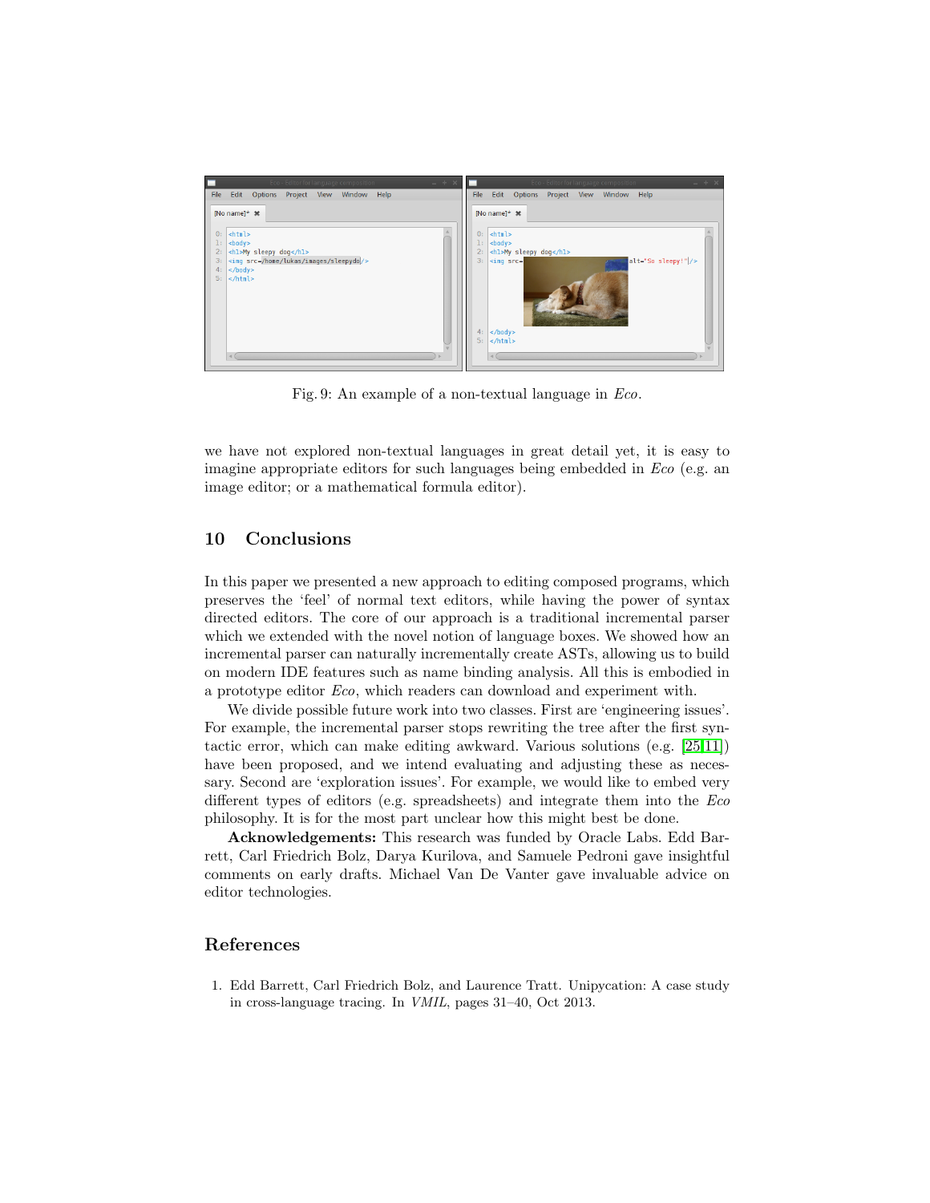Fig. 9: An example of a non-textual language in *Eco*.

we have not explored non-textual languages in great detail yet, it is easy to imagine appropriate editors for such languages being embedded in *Eco* (e.g. an image editor; or a mathematical formula editor).

## 10 Conclusions

In this paper we presented a new approach to editing composed programs, which preserves the 'feel' of normal text editors, while having the power of syntax directed editors. The core of our approach is a traditional incremental parser which we extended with the novel notion of language boxes. We showed how an incremental parser can naturally incrementally create ASTs, allowing us to build on modern IDE features such as name binding analysis. All this is embodied in a prototype editor *Eco*, which readers can download and experiment with.

We divide possible future work into two classes. First are 'engineering issues'. For example, the incremental parser stops rewriting the tree after the first syntactic error, which can make editing awkward. Various solutions (e.g. [25,11]) have been proposed, and we intend evaluating and adjusting these as necessary. Second are 'exploration issues'. For example, we would like to embed very different types of editors (e.g. spreadsheets) and integrate them into the *Eco* philosophy. It is for the most part unclear how this might best be done.

**Acknowledgements:** This research was funded by Oracle Labs. Edd Barrett, Carl Friedrich Bolz, Darya Kurilova, and Samuele Pedroni gave insightful comments on early drafts. Michael Van De Vanter gave invaluable advice on editor technologies.

## References

1. Edd Barrett, Carl Friedrich Bolz, and Laurence Tratt. Unipycation: A case study in cross-language tracing. In *VMIL*, pages 31–40, Oct 2013.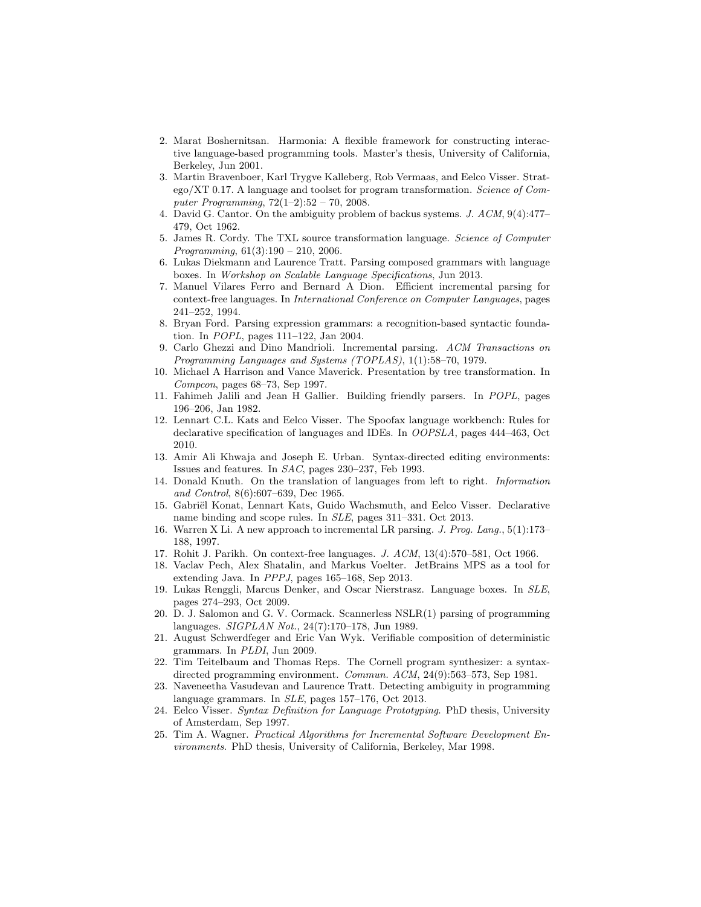2. Marat Boshernitsan. Harmonia: A flexible framework for constructing interactive language-based programming tools. Master's thesis, University of California, Berkeley, Jun 2001.
3. Martin Bravenboer, Karl Trygve Kalleberg, Rob Vermaas, and Eelco Visser. Stratego/XT 0.17. A language and toolset for program transformation. *Science of Computer Programming*, 72(1–2):52 – 70, 2008.
4. David G. Cantor. On the ambiguity problem of backus systems. *J. ACM*, 9(4):477–479, Oct 1962.
5. James R. Cordy. The TXL source transformation language. *Science of Computer Programming*, 61(3):190 – 210, 2006.
6. Lukas Diekmann and Laurence Tratt. Parsing composed grammars with language boxes. In *Workshop on Scalable Language Specifications*, Jun 2013.
7. Manuel Vilares Ferro and Bernard A Dion. Efficient incremental parsing for context-free languages. In *International Conference on Computer Languages*, pages 241–252, 1994.
8. Bryan Ford. Parsing expression grammars: a recognition-based syntactic foundation. In *POPL*, pages 111–122, Jan 2004.
9. Carlo Ghezzi and Dino Mandrioli. Incremental parsing. *ACM Transactions on Programming Languages and Systems (TOPLAS)*, 1(1):58–70, 1979.
10. Michael A Harrison and Vance Maverick. Presentation by tree transformation. In *Compcon*, pages 68–73, Sep 1997.
11. Fahimeh Jalili and Jean H Gallier. Building friendly parsers. In *POPL*, pages 196–206, Jan 1982.
12. Lennart C.L. Kats and Eelco Visser. The Spoofax language workbench: Rules for declarative specification of languages and IDEs. In *OOPSLA*, pages 444–463, Oct 2010.
13. Amir Ali Khwaja and Joseph E. Urban. Syntax-directed editing environments: Issues and features. In *SAC*, pages 230–237, Feb 1993.
14. Donald Knuth. On the translation of languages from left to right. *Information and Control*, 8(6):607–639, Dec 1965.
15. Gabriël Konat, Lennart Kats, Guido Wachsmuth, and Eelco Visser. Declarative name binding and scope rules. In *SLE*, pages 311–331. Oct 2013.
16. Warren X Li. A new approach to incremental LR parsing. *J. Prog. Lang.*, 5(1):173–188, 1997.
17. Rohit J. Parikh. On context-free languages. *J. ACM*, 13(4):570–581, Oct 1966.
18. Vaclav Pech, Alex Shatalin, and Markus Voelter. JetBrains MPS as a tool for extending Java. In *PPPJ*, pages 165–168, Sep 2013.
19. Lukas Renggli, Marcus Denker, and Oscar Nierstrasz. Language boxes. In *SLE*, pages 274–293, Oct 2009.
20. D. J. Salomon and G. V. Cormack. Scannerless NSLR(1) parsing of programming languages. *SIGPLAN Not.*, 24(7):170–178, Jun 1989.
21. August Schwerdfeger and Eric Van Wyk. Verifiable composition of deterministic grammars. In *PLDI*, Jun 2009.
22. Tim Teitelbaum and Thomas Reps. The Cornell program synthesizer: a syntax-directed programming environment. *Commun. ACM*, 24(9):563–573, Sep 1981.
23. Naveneetha Vasudevan and Laurence Tratt. Detecting ambiguity in programming language grammars. In *SLE*, pages 157–176, Oct 2013.
24. Eelco Visser. *Syntax Definition for Language Prototyping*. PhD thesis, University of Amsterdam, Sep 1997.
25. Tim A. Wagner. *Practical Algorithms for Incremental Software Development Environments*. PhD thesis, University of California, Berkeley, Mar 1998.